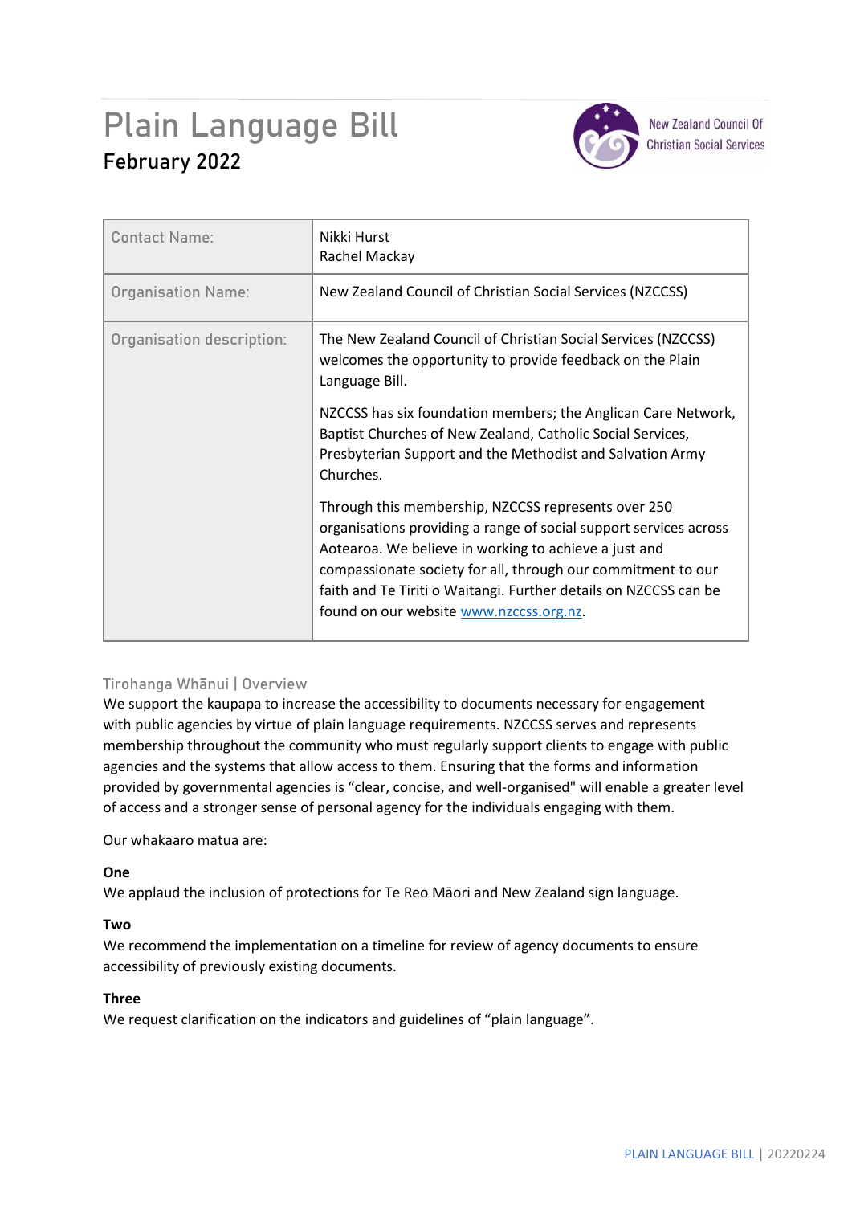# Plain Language Bill

## February 2022

New Zealand Council Of Christian Social Services

| | |
|---|---|
| Contact Name: | Nikki Hurst<br>Rachel Mackay |
| Organisation Name: | New Zealand Council of Christian Social Services (NZCCSS) |
| Organisation description: | The New Zealand Council of Christian Social Services (NZCCSS) welcomes the opportunity to provide feedback on the Plain Language Bill.<br><br>NZCCSS has six foundation members; the Anglican Care Network, Baptist Churches of New Zealand, Catholic Social Services, Presbyterian Support and the Methodist and Salvation Army Churches.<br><br>Through this membership, NZCCSS represents over 250 organisations providing a range of social support services across Aotearoa. We believe in working to achieve a just and compassionate society for all, through our commitment to our faith and Te Tiriti o Waitangi. Further details on NZCCSS can be found on our website www.nzccss.org.nz. |

### Tirohanga Whānui | Overview

We support the kaupapa to increase the accessibility to documents necessary for engagement with public agencies by virtue of plain language requirements. NZCCSS serves and represents membership throughout the community who must regularly support clients to engage with public agencies and the systems that allow access to them. Ensuring that the forms and information provided by governmental agencies is "clear, concise, and well-organised" will enable a greater level of access and a stronger sense of personal agency for the individuals engaging with them.

Our whakaaro matua are:

**One**

We applaud the inclusion of protections for Te Reo Māori and New Zealand sign language.

**Two**

We recommend the implementation on a timeline for review of agency documents to ensure accessibility of previously existing documents.

**Three**

We request clarification on the indicators and guidelines of "plain language".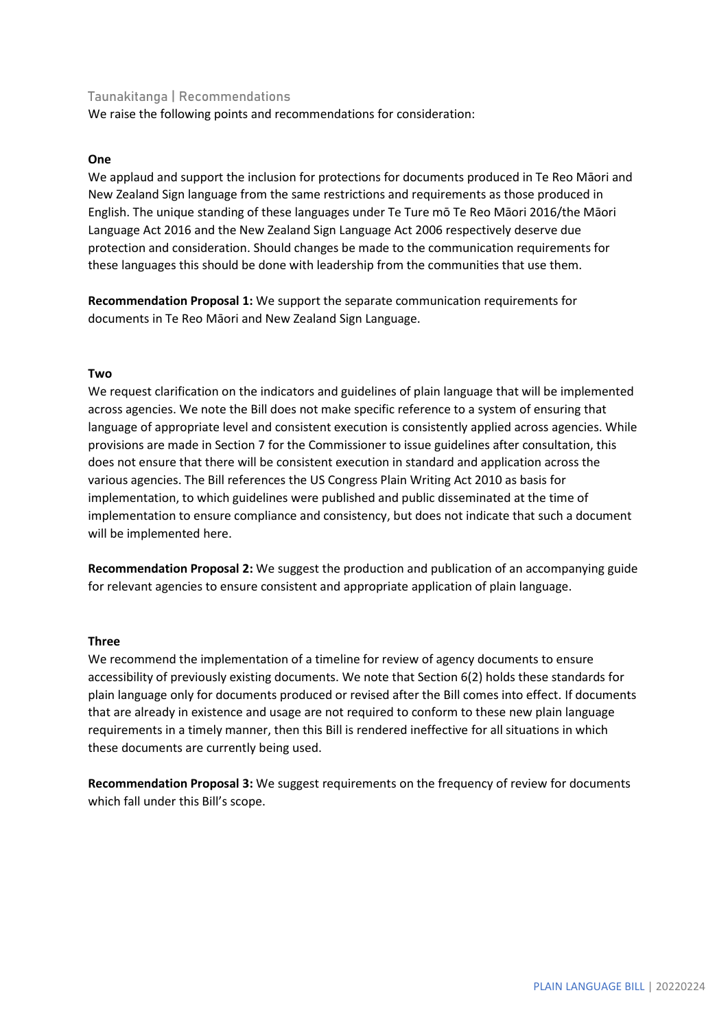## Taunakitanga | Recommendations

We raise the following points and recommendations for consideration:

**One**

We applaud and support the inclusion for protections for documents produced in Te Reo Māori and New Zealand Sign language from the same restrictions and requirements as those produced in English. The unique standing of these languages under Te Ture mō Te Reo Māori 2016/the Māori Language Act 2016 and the New Zealand Sign Language Act 2006 respectively deserve due protection and consideration. Should changes be made to the communication requirements for these languages this should be done with leadership from the communities that use them.

**Recommendation Proposal 1:** We support the separate communication requirements for documents in Te Reo Māori and New Zealand Sign Language.

**Two**

We request clarification on the indicators and guidelines of plain language that will be implemented across agencies. We note the Bill does not make specific reference to a system of ensuring that language of appropriate level and consistent execution is consistently applied across agencies. While provisions are made in Section 7 for the Commissioner to issue guidelines after consultation, this does not ensure that there will be consistent execution in standard and application across the various agencies. The Bill references the US Congress Plain Writing Act 2010 as basis for implementation, to which guidelines were published and public disseminated at the time of implementation to ensure compliance and consistency, but does not indicate that such a document will be implemented here.

**Recommendation Proposal 2:** We suggest the production and publication of an accompanying guide for relevant agencies to ensure consistent and appropriate application of plain language.

**Three**

We recommend the implementation of a timeline for review of agency documents to ensure accessibility of previously existing documents. We note that Section 6(2) holds these standards for plain language only for documents produced or revised after the Bill comes into effect. If documents that are already in existence and usage are not required to conform to these new plain language requirements in a timely manner, then this Bill is rendered ineffective for all situations in which these documents are currently being used.

**Recommendation Proposal 3:** We suggest requirements on the frequency of review for documents which fall under this Bill's scope.